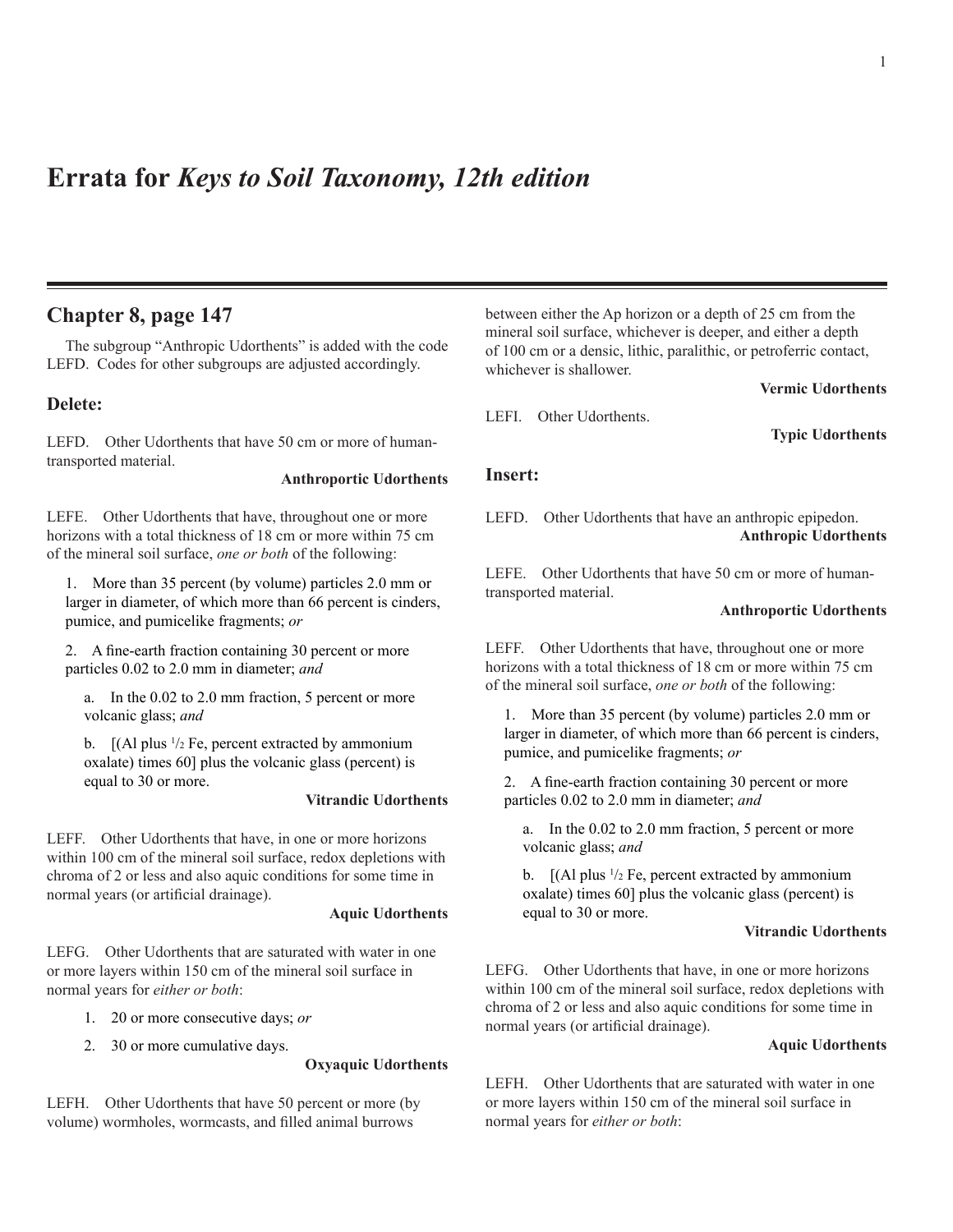# Errata for *Keys to Soil Taxonomy, 12th edition*

## Chapter 8, page 147

The subgroup "Anthropic Udorthents" is added with the code LEFD. Codes for other subgroups are adjusted accordingly.

### Delete:

LEFD. Other Udorthents that have 50 cm or more of human-transported material.

**Anthroportic Udorthents**

LEFE. Other Udorthents that have, throughout one or more horizons with a total thickness of 18 cm or more within 75 cm of the mineral soil surface, *one or both* of the following:

1. More than 35 percent (by volume) particles 2.0 mm or larger in diameter, of which more than 66 percent is cinders, pumice, and pumicelike fragments; *or*

2. A fine-earth fraction containing 30 percent or more particles 0.02 to 2.0 mm in diameter; *and*

   a. In the 0.02 to 2.0 mm fraction, 5 percent or more volcanic glass; *and*

   b. [(Al plus $^1/_2$ Fe, percent extracted by ammonium oxalate) times 60] plus the volcanic glass (percent) is equal to 30 or more.

**Vitrandic Udorthents**

LEFF. Other Udorthents that have, in one or more horizons within 100 cm of the mineral soil surface, redox depletions with chroma of 2 or less and also aquic conditions for some time in normal years (or artificial drainage).

**Aquic Udorthents**

LEFG. Other Udorthents that are saturated with water in one or more layers within 150 cm of the mineral soil surface in normal years for *either or both*:

1. 20 or more consecutive days; *or*

2. 30 or more cumulative days.

**Oxyaquic Udorthents**

LEFH. Other Udorthents that have 50 percent or more (by volume) wormholes, wormcasts, and filled animal burrows between either the Ap horizon or a depth of 25 cm from the mineral soil surface, whichever is deeper, and either a depth of 100 cm or a densic, lithic, paralithic, or petroferric contact, whichever is shallower.

**Vermic Udorthents**

LEFI. Other Udorthents.

**Typic Udorthents**

### Insert:

LEFD. Other Udorthents that have an anthropic epipedon.

**Anthropic Udorthents**

LEFE. Other Udorthents that have 50 cm or more of human-transported material.

**Anthroportic Udorthents**

LEFF. Other Udorthents that have, throughout one or more horizons with a total thickness of 18 cm or more within 75 cm of the mineral soil surface, *one or both* of the following:

1. More than 35 percent (by volume) particles 2.0 mm or larger in diameter, of which more than 66 percent is cinders, pumice, and pumicelike fragments; *or*

2. A fine-earth fraction containing 30 percent or more particles 0.02 to 2.0 mm in diameter; *and*

   a. In the 0.02 to 2.0 mm fraction, 5 percent or more volcanic glass; *and*

   b. [(Al plus $^1/_2$ Fe, percent extracted by ammonium oxalate) times 60] plus the volcanic glass (percent) is equal to 30 or more.

**Vitrandic Udorthents**

LEFG. Other Udorthents that have, in one or more horizons within 100 cm of the mineral soil surface, redox depletions with chroma of 2 or less and also aquic conditions for some time in normal years (or artificial drainage).

**Aquic Udorthents**

LEFH. Other Udorthents that are saturated with water in one or more layers within 150 cm of the mineral soil surface in normal years for *either or both*: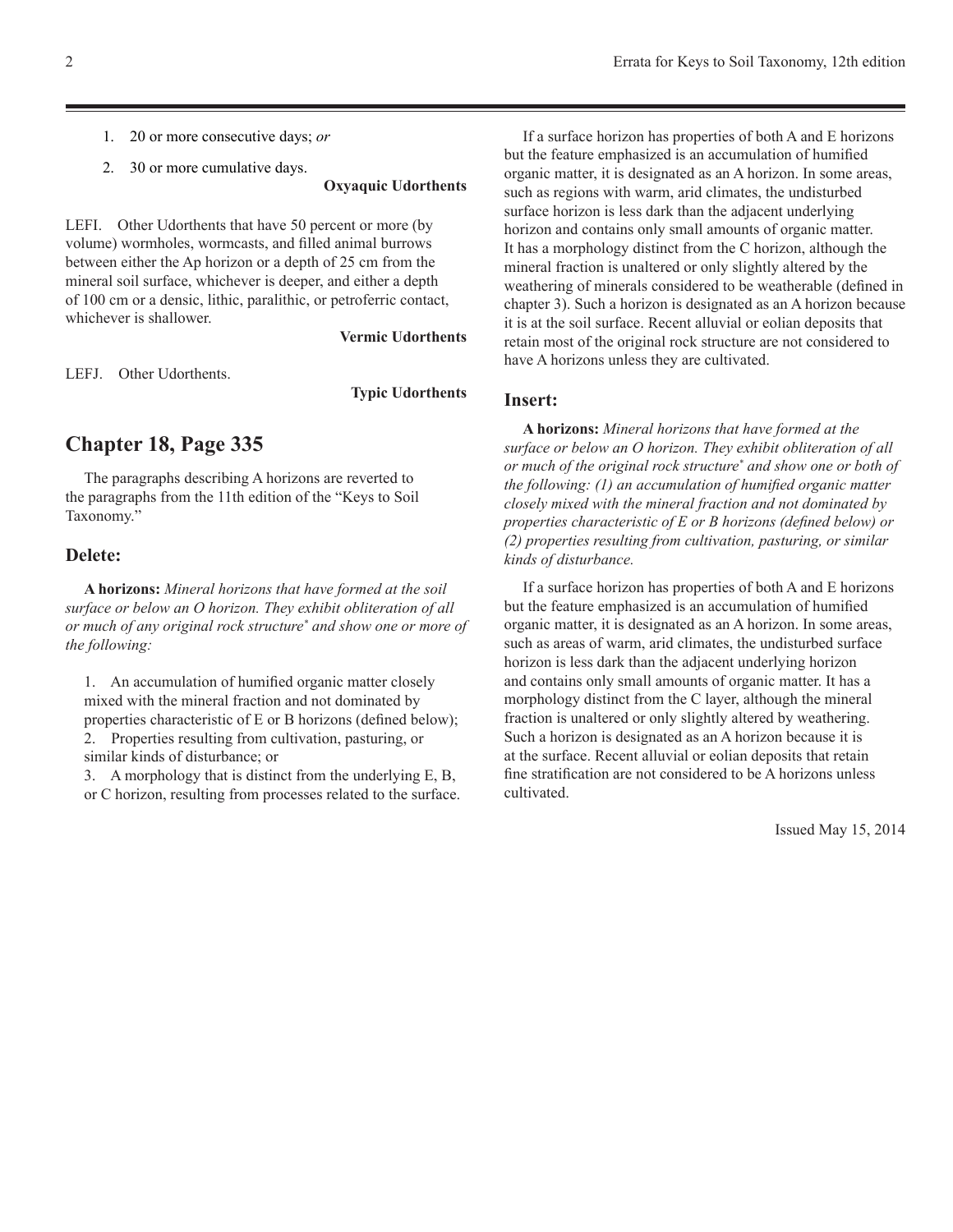1. 20 or more consecutive days; *or*

2. 30 or more cumulative days.

**Oxyaquic Udorthents**

LEFI. Other Udorthents that have 50 percent or more (by volume) wormholes, wormcasts, and filled animal burrows between either the Ap horizon or a depth of 25 cm from the mineral soil surface, whichever is deeper, and either a depth of 100 cm or a densic, lithic, paralithic, or petroferric contact, whichever is shallower.

**Vermic Udorthents**

LEFJ. Other Udorthents.

**Typic Udorthents**

## Chapter 18, Page 335

The paragraphs describing A horizons are reverted to the paragraphs from the 11th edition of the "Keys to Soil Taxonomy."

### Delete:

**A horizons:** *Mineral horizons that have formed at the soil surface or below an O horizon. They exhibit obliteration of all or much of any original rock structure\* and show one or more of the following:*

1. An accumulation of humified organic matter closely mixed with the mineral fraction and not dominated by properties characteristic of E or B horizons (defined below);
2. Properties resulting from cultivation, pasturing, or similar kinds of disturbance; or
3. A morphology that is distinct from the underlying E, B, or C horizon, resulting from processes related to the surface.

If a surface horizon has properties of both A and E horizons but the feature emphasized is an accumulation of humified organic matter, it is designated as an A horizon. In some areas, such as regions with warm, arid climates, the undisturbed surface horizon is less dark than the adjacent underlying horizon and contains only small amounts of organic matter. It has a morphology distinct from the C horizon, although the mineral fraction is unaltered or only slightly altered by the weathering of minerals considered to be weatherable (defined in chapter 3). Such a horizon is designated as an A horizon because it is at the soil surface. Recent alluvial or eolian deposits that retain most of the original rock structure are not considered to have A horizons unless they are cultivated.

### Insert:

**A horizons:** *Mineral horizons that have formed at the surface or below an O horizon. They exhibit obliteration of all or much of the original rock structure\* and show one or both of the following: (1) an accumulation of humified organic matter closely mixed with the mineral fraction and not dominated by properties characteristic of E or B horizons (defined below) or (2) properties resulting from cultivation, pasturing, or similar kinds of disturbance.*

If a surface horizon has properties of both A and E horizons but the feature emphasized is an accumulation of humified organic matter, it is designated as an A horizon. In some areas, such as areas of warm, arid climates, the undisturbed surface horizon is less dark than the adjacent underlying horizon and contains only small amounts of organic matter. It has a morphology distinct from the C layer, although the mineral fraction is unaltered or only slightly altered by weathering. Such a horizon is designated as an A horizon because it is at the surface. Recent alluvial or eolian deposits that retain fine stratification are not considered to be A horizons unless cultivated.

Issued May 15, 2014